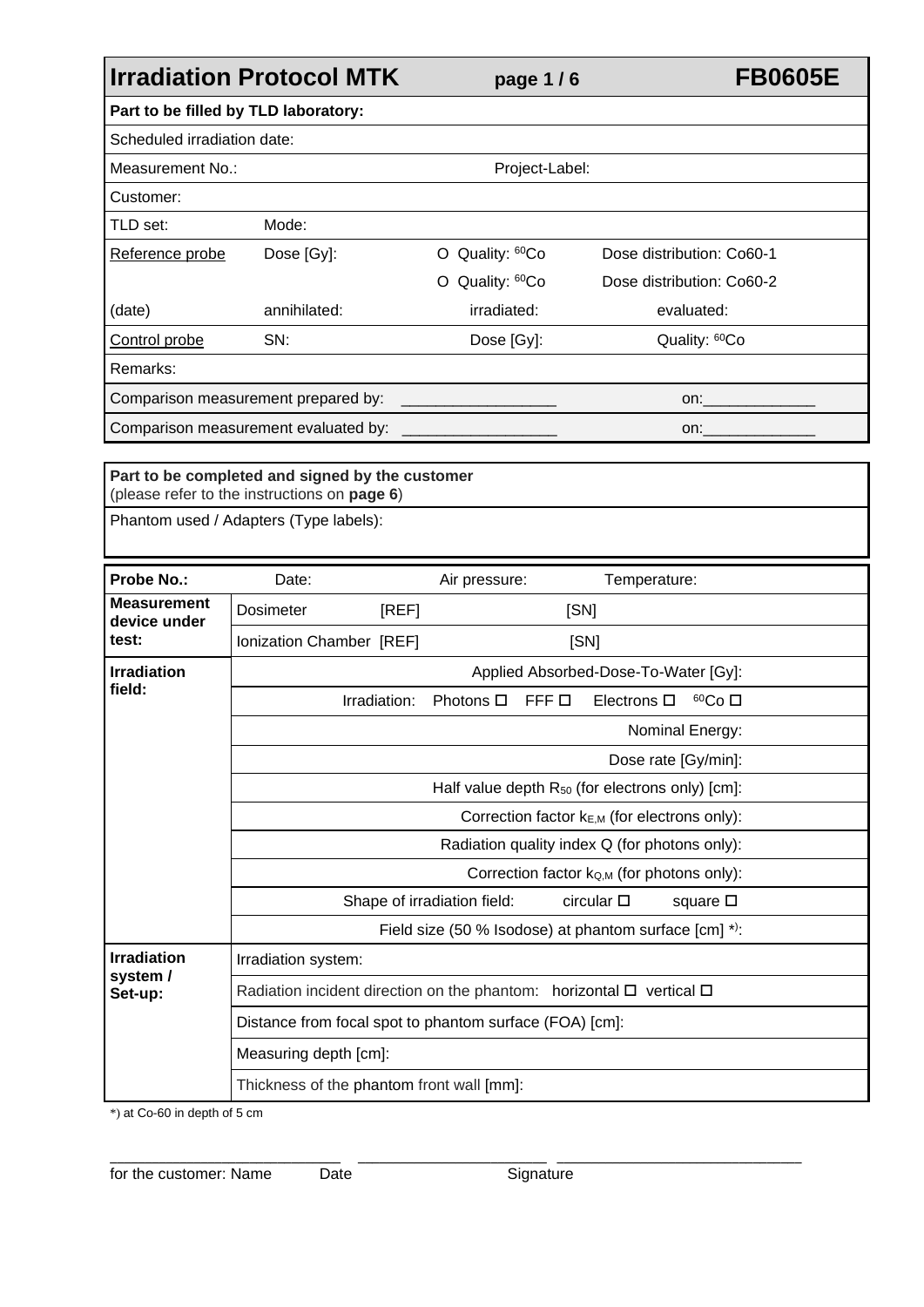# Irradiation Protocol MTK

**FB0605E**

| **Part to be filled by TLD laboratory:** | | | |
|---|---|---|---|
| Scheduled irradiation date: | | | |
| Measurement No.: | | Project-Label: | |
| Customer: | | | |
| TLD set: | Mode: | | |
| Reference probe | Dose [Gy]: | O Quality: $^{60}$Co | Dose distribution: Co60-1 |
| | | O Quality: $^{60}$Co | Dose distribution: Co60-2 |
| (date) | annihilated: | irradiated: | evaluated: |
| Control probe | SN: | Dose [Gy]: | Quality: $^{60}$Co |
| Remarks: | | | |
| Comparison measurement prepared by: | | __________________ | on:_____________ |
| Comparison measurement evaluated by: | | __________________ | on:_____________ |

**Part to be completed and signed by the customer**
(please refer to the instructions on **page 6**)

Phantom used / Adapters (Type labels):

| **Probe No.:** | Date: Air pressure: Temperature: |
|---|---|
| **Measurement device under test:** | Dosimeter [REF] [SN] |
| | Ionization Chamber [REF] [SN] |
| **Irradiation field:** | Applied Absorbed-Dose-To-Water [Gy]: |
| | Irradiation: Photons ☐ FFF ☐ Electrons ☐ $^{60}$Co ☐ |
| | Nominal Energy: |
| | Dose rate [Gy/min]: |
| | Half value depth $R_{50}$ (for electrons only) [cm]: |
| | Correction factor $k_{E,M}$ (for electrons only): |
| | Radiation quality index Q (for photons only): |
| | Correction factor $k_{Q,M}$ (for photons only): |
| | Shape of irradiation field: circular ☐ square ☐ |
| | Field size (50 % Isodose) at phantom surface [cm] *): |
| **Irradiation system / Set-up:** | Irradiation system: |
| | Radiation incident direction on the phantom: horizontal ☐ vertical ☐ |
| | Distance from focal spot to phantom surface (FOA) [cm]: |
| | Measuring depth [cm]: |
| | Thickness of the phantom front wall [mm]: |

*) at Co-60 in depth of 5 cm

___________________________ ______________________ _____________________________

for the customer: Name Date Signature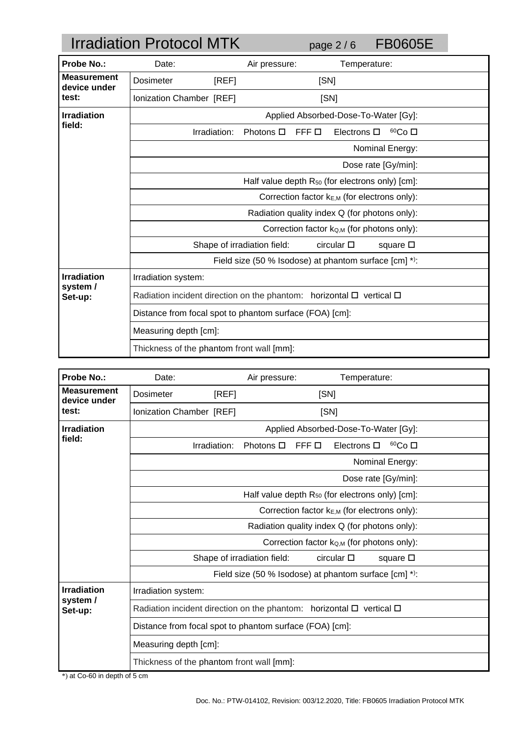# Irradiation Protocol MTK

| Probe No.: | Date: Air pressure: Temperature: |
|---|---|
| **Measurement device under test:** | Dosimeter [REF] [SN] |
| | Ionization Chamber [REF] [SN] |
| **Irradiation field:** | Applied Absorbed-Dose-To-Water [Gy]: |
| | Irradiation: Photons ☐ FFF ☐ Electrons ☐ $^{60}$Co ☐ |
| | Nominal Energy: |
| | Dose rate [Gy/min]: |
| | Half value depth $R_{50}$ (for electrons only) [cm]: |
| | Correction factor $k_{E,M}$ (for electrons only): |
| | Radiation quality index Q (for photons only): |
| | Correction factor $k_{Q,M}$ (for photons only): |
| | Shape of irradiation field: circular ☐ square ☐ |
| | Field size (50 % Isodose) at phantom surface [cm] *): |
| **Irradiation system / Set-up:** | Irradiation system: |
| | Radiation incident direction on the phantom: horizontal ☐ vertical ☐ |
| | Distance from focal spot to phantom surface (FOA) [cm]: |
| | Measuring depth [cm]: |
| | Thickness of the phantom front wall [mm]: |

| Probe No.: | Date: Air pressure: Temperature: |
|---|---|
| **Measurement device under test:** | Dosimeter [REF] [SN] |
| | Ionization Chamber [REF] [SN] |
| **Irradiation field:** | Applied Absorbed-Dose-To-Water [Gy]: |
| | Irradiation: Photons ☐ FFF ☐ Electrons ☐ $^{60}$Co ☐ |
| | Nominal Energy: |
| | Dose rate [Gy/min]: |
| | Half value depth $R_{50}$ (for electrons only) [cm]: |
| | Correction factor $k_{E,M}$ (for electrons only): |
| | Radiation quality index Q (for photons only): |
| | Correction factor $k_{Q,M}$ (for photons only): |
| | Shape of irradiation field: circular ☐ square ☐ |
| | Field size (50 % Isodose) at phantom surface [cm] *): |
| **Irradiation system / Set-up:** | Irradiation system: |
| | Radiation incident direction on the phantom: horizontal ☐ vertical ☐ |
| | Distance from focal spot to phantom surface (FOA) [cm]: |
| | Measuring depth [cm]: |
| | Thickness of the phantom front wall [mm]: |

*) at Co-60 in depth of 5 cm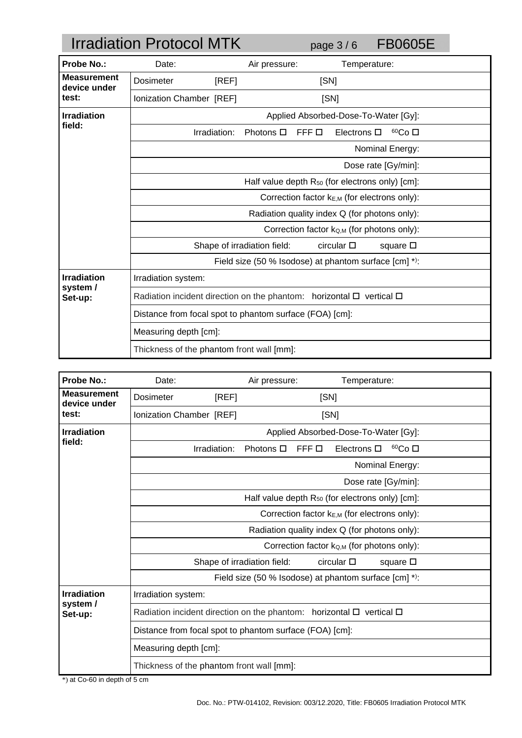# Irradiation Protocol MTK

page 3 / 6 FB0605E

| Probe No.: | Date: Air pressure: Temperature: |
|---|---|
| **Measurement device under test:** | Dosimeter [REF] [SN] |
| | Ionization Chamber [REF] [SN] |
| **Irradiation field:** | Applied Absorbed-Dose-To-Water [Gy]: |
| | Irradiation: Photons ☐ FFF ☐ Electrons ☐ $^{60}$Co ☐ |
| | Nominal Energy: |
| | Dose rate [Gy/min]: |
| | Half value depth $R_{50}$ (for electrons only) [cm]: |
| | Correction factor $k_{E,M}$ (for electrons only): |
| | Radiation quality index Q (for photons only): |
| | Correction factor $k_{Q,M}$ (for photons only): |
| | Shape of irradiation field: circular ☐ square ☐ |
| | Field size (50 % Isodose) at phantom surface [cm] *): |
| **Irradiation system / Set-up:** | Irradiation system: |
| | Radiation incident direction on the phantom: horizontal ☐ vertical ☐ |
| | Distance from focal spot to phantom surface (FOA) [cm]: |
| | Measuring depth [cm]: |
| | Thickness of the phantom front wall [mm]: |

| Probe No.: | Date: Air pressure: Temperature: |
|---|---|
| **Measurement device under test:** | Dosimeter [REF] [SN] |
| | Ionization Chamber [REF] [SN] |
| **Irradiation field:** | Applied Absorbed-Dose-To-Water [Gy]: |
| | Irradiation: Photons ☐ FFF ☐ Electrons ☐ $^{60}$Co ☐ |
| | Nominal Energy: |
| | Dose rate [Gy/min]: |
| | Half value depth $R_{50}$ (for electrons only) [cm]: |
| | Correction factor $k_{E,M}$ (for electrons only): |
| | Radiation quality index Q (for photons only): |
| | Correction factor $k_{Q,M}$ (for photons only): |
| | Shape of irradiation field: circular ☐ square ☐ |
| | Field size (50 % Isodose) at phantom surface [cm] *): |
| **Irradiation system / Set-up:** | Irradiation system: |
| | Radiation incident direction on the phantom: horizontal ☐ vertical ☐ |
| | Distance from focal spot to phantom surface (FOA) [cm]: |
| | Measuring depth [cm]: |
| | Thickness of the phantom front wall [mm]: |

*) at Co-60 in depth of 5 cm

Doc. No.: PTW-014102, Revision: 003/12.2020, Title: FB0605 Irradiation Protocol MTK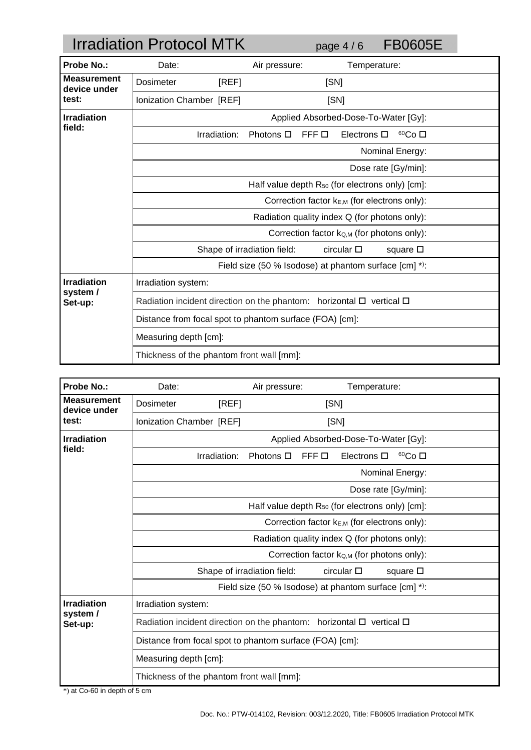# Irradiation Protocol MTK

FB0605E

| Probe No.: | Date: Air pressure: Temperature: |
|---|---|
| **Measurement device under test:** | Dosimeter [REF] [SN] |
| | Ionization Chamber [REF] [SN] |
| **Irradiation field:** | Applied Absorbed-Dose-To-Water [Gy]: |
| | Irradiation: Photons ☐ FFF ☐ Electrons ☐ $^{60}$Co ☐ |
| | Nominal Energy: |
| | Dose rate [Gy/min]: |
| | Half value depth $R_{50}$ (for electrons only) [cm]: |
| | Correction factor $k_{E,M}$ (for electrons only): |
| | Radiation quality index Q (for photons only): |
| | Correction factor $k_{Q,M}$ (for photons only): |
| | Shape of irradiation field: circular ☐ square ☐ |
| | Field size (50 % Isodose) at phantom surface [cm] *): |
| **Irradiation system / Set-up:** | Irradiation system: |
| | Radiation incident direction on the phantom: horizontal ☐ vertical ☐ |
| | Distance from focal spot to phantom surface (FOA) [cm]: |
| | Measuring depth [cm]: |
| | Thickness of the phantom front wall [mm]: |

| Probe No.: | Date: Air pressure: Temperature: |
|---|---|
| **Measurement device under test:** | Dosimeter [REF] [SN] |
| | Ionization Chamber [REF] [SN] |
| **Irradiation field:** | Applied Absorbed-Dose-To-Water [Gy]: |
| | Irradiation: Photons ☐ FFF ☐ Electrons ☐ $^{60}$Co ☐ |
| | Nominal Energy: |
| | Dose rate [Gy/min]: |
| | Half value depth $R_{50}$ (for electrons only) [cm]: |
| | Correction factor $k_{E,M}$ (for electrons only): |
| | Radiation quality index Q (for photons only): |
| | Correction factor $k_{Q,M}$ (for photons only): |
| | Shape of irradiation field: circular ☐ square ☐ |
| | Field size (50 % Isodose) at phantom surface [cm] *): |
| **Irradiation system / Set-up:** | Irradiation system: |
| | Radiation incident direction on the phantom: horizontal ☐ vertical ☐ |
| | Distance from focal spot to phantom surface (FOA) [cm]: |
| | Measuring depth [cm]: |
| | Thickness of the phantom front wall [mm]: |

*) at Co-60 in depth of 5 cm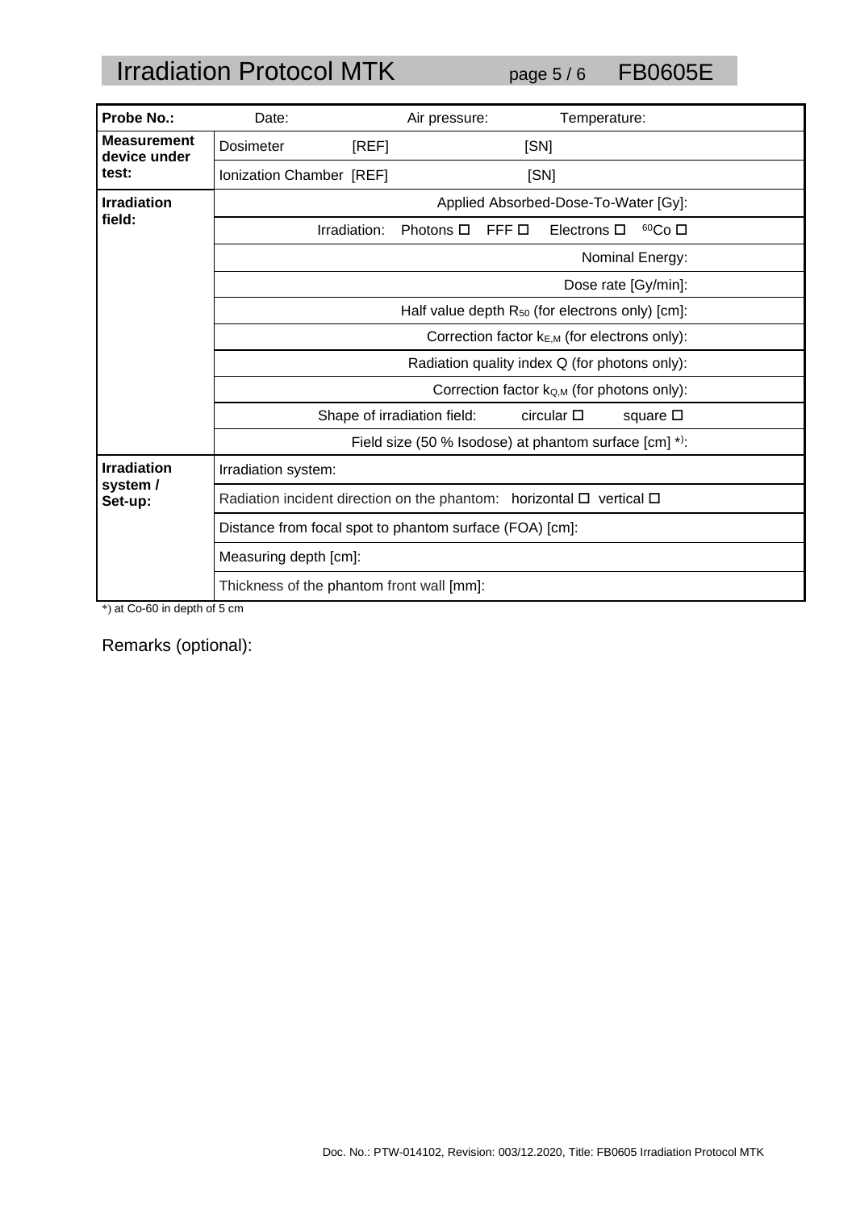# Irradiation Protocol MTK

FB0605E

| Probe No.: | Date: | Air pressure: | Temperature: |
|---|---|---|---|
| **Measurement device under test:** | Dosimeter [REF] | [SN] | |
| | Ionization Chamber [REF] | [SN] | |
| **Irradiation field:** | Applied Absorbed-Dose-To-Water [Gy]: | | |
| | Irradiation: Photons ☐ FFF ☐ Electrons ☐ $^{60}$Co ☐ | | |
| | Nominal Energy: | | |
| | Dose rate [Gy/min]: | | |
| | Half value depth $R_{50}$ (for electrons only) [cm]: | | |
| | Correction factor $k_{E,M}$ (for electrons only): | | |
| | Radiation quality index Q (for photons only): | | |
| | Correction factor $k_{Q,M}$ (for photons only): | | |
| | Shape of irradiation field: circular ☐ square ☐ | | |
| | Field size (50 % Isodose) at phantom surface [cm] *): | | |
| **Irradiation system / Set-up:** | Irradiation system: | | |
| | Radiation incident direction on the phantom: horizontal ☐ vertical ☐ | | |
| | Distance from focal spot to phantom surface (FOA) [cm]: | | |
| | Measuring depth [cm]: | | |
| | Thickness of the phantom front wall [mm]: | | |

*) at Co-60 in depth of 5 cm

Remarks (optional):

Doc. No.: PTW-014102, Revision: 003/12.2020, Title: FB0605 Irradiation Protocol MTK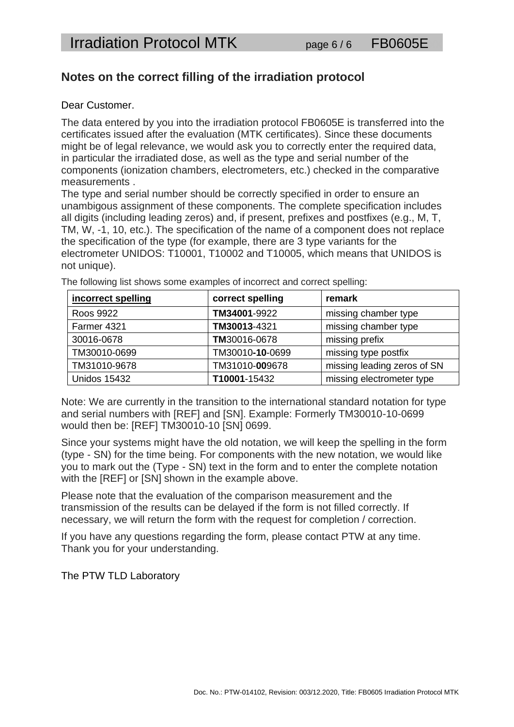## Notes on the correct filling of the irradiation protocol

Dear Customer.

The data entered by you into the irradiation protocol FB0605E is transferred into the certificates issued after the evaluation (MTK certificates). Since these documents might be of legal relevance, we would ask you to correctly enter the required data, in particular the irradiated dose, as well as the type and serial number of the components (ionization chambers, electrometers, etc.) checked in the comparative measurements .
The type and serial number should be correctly specified in order to ensure an unambigous assignment of these components. The complete specification includes all digits (including leading zeros) and, if present, prefixes and postfixes (e.g., M, T, TM, W, -1, 10, etc.). The specification of the name of a component does not replace the specification of the type (for example, there are 3 type variants for the electrometer UNIDOS: T10001, T10002 and T10005, which means that UNIDOS is not unique).

The following list shows some examples of incorrect and correct spelling:

| **incorrect spelling** | **correct spelling** | **remark** |
|---|---|---|
| Roos 9922 | **TM34001**-9922 | missing chamber type |
| Farmer 4321 | **TM30013**-4321 | missing chamber type |
| 30016-0678 | **TM**30016-0678 | missing prefix |
| TM30010-0699 | TM30010**-10**-0699 | missing type postfix |
| TM31010-9678 | TM31010-**00**9678 | missing leading zeros of SN |
| Unidos 15432 | **T10001**-15432 | missing electrometer type |

Note: We are currently in the transition to the international standard notation for type and serial numbers with [REF] and [SN]. Example: Formerly TM30010-10-0699 would then be: [REF] TM30010-10 [SN] 0699.

Since your systems might have the old notation, we will keep the spelling in the form (type - SN) for the time being. For components with the new notation, we would like you to mark out the (Type - SN) text in the form and to enter the complete notation with the [REF] or [SN] shown in the example above.

Please note that the evaluation of the comparison measurement and the transmission of the results can be delayed if the form is not filled correctly. If necessary, we will return the form with the request for completion / correction.

If you have any questions regarding the form, please contact PTW at any time.
Thank you for your understanding.

The PTW TLD Laboratory